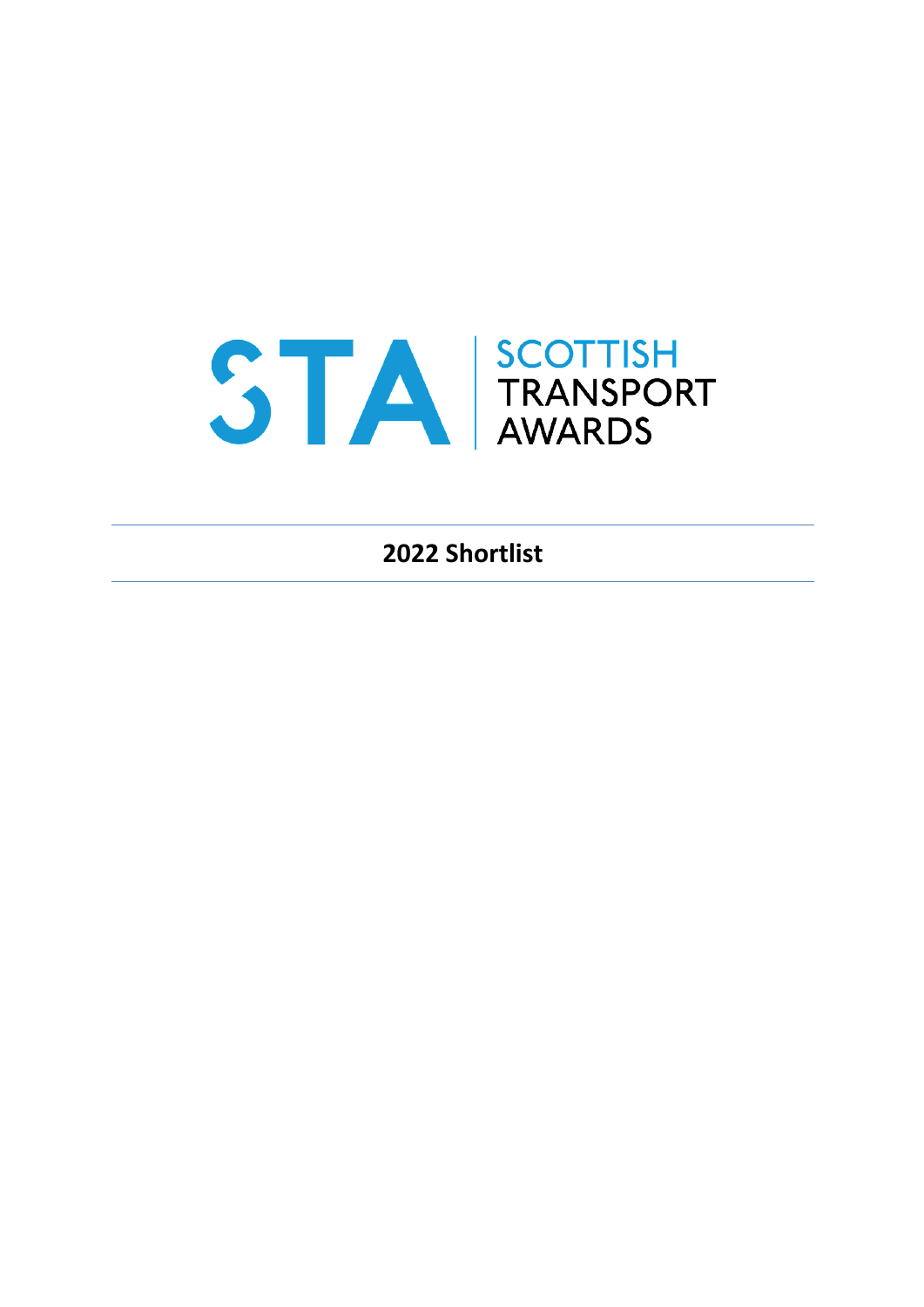# STA SCOTTISH TRANSPORT AWARDS

## 2022 Shortlist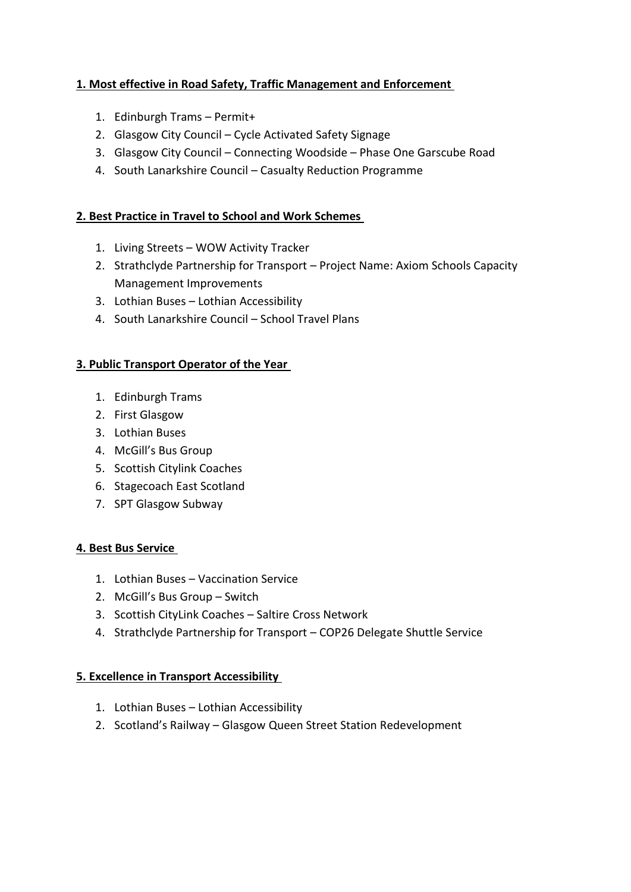**1. Most effective in Road Safety, Traffic Management and Enforcement**

1. Edinburgh Trams – Permit+
2. Glasgow City Council – Cycle Activated Safety Signage
3. Glasgow City Council – Connecting Woodside – Phase One Garscube Road
4. South Lanarkshire Council – Casualty Reduction Programme

**2. Best Practice in Travel to School and Work Schemes**

1. Living Streets – WOW Activity Tracker
2. Strathclyde Partnership for Transport – Project Name: Axiom Schools Capacity Management Improvements
3. Lothian Buses – Lothian Accessibility
4. South Lanarkshire Council – School Travel Plans

**3. Public Transport Operator of the Year**

1. Edinburgh Trams
2. First Glasgow
3. Lothian Buses
4. McGill's Bus Group
5. Scottish Citylink Coaches
6. Stagecoach East Scotland
7. SPT Glasgow Subway

**4. Best Bus Service**

1. Lothian Buses – Vaccination Service
2. McGill's Bus Group – Switch
3. Scottish CityLink Coaches – Saltire Cross Network
4. Strathclyde Partnership for Transport – COP26 Delegate Shuttle Service

**5. Excellence in Transport Accessibility**

1. Lothian Buses – Lothian Accessibility
2. Scotland's Railway – Glasgow Queen Street Station Redevelopment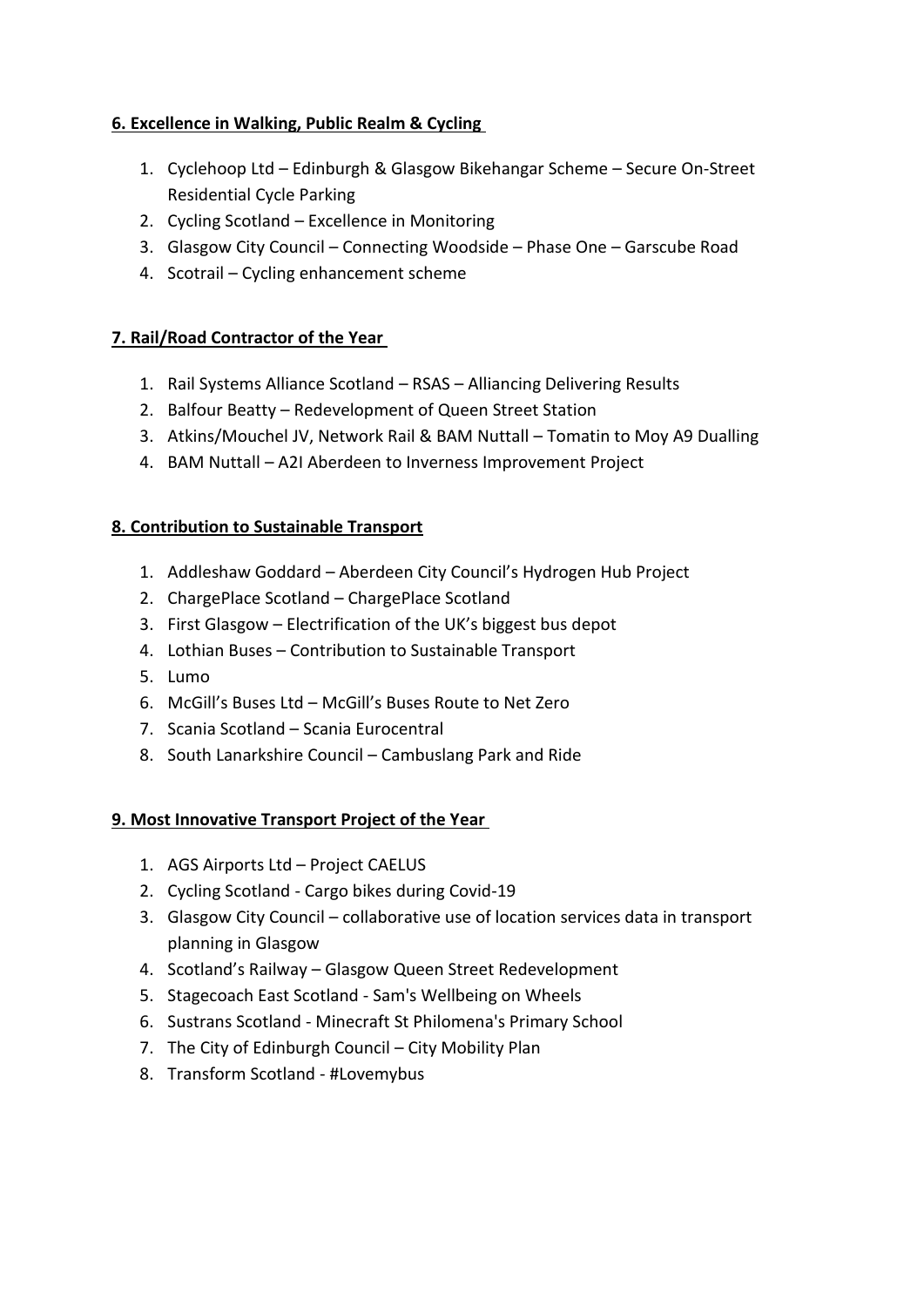**6. Excellence in Walking, Public Realm & Cycling**

1. Cyclehoop Ltd – Edinburgh & Glasgow Bikehangar Scheme – Secure On-Street Residential Cycle Parking
2. Cycling Scotland – Excellence in Monitoring
3. Glasgow City Council – Connecting Woodside – Phase One – Garscube Road
4. Scotrail – Cycling enhancement scheme

**7. Rail/Road Contractor of the Year**

1. Rail Systems Alliance Scotland – RSAS – Alliancing Delivering Results
2. Balfour Beatty – Redevelopment of Queen Street Station
3. Atkins/Mouchel JV, Network Rail & BAM Nuttall – Tomatin to Moy A9 Dualling
4. BAM Nuttall – A2I Aberdeen to Inverness Improvement Project

**8. Contribution to Sustainable Transport**

1. Addleshaw Goddard – Aberdeen City Council's Hydrogen Hub Project
2. ChargePlace Scotland – ChargePlace Scotland
3. First Glasgow – Electrification of the UK's biggest bus depot
4. Lothian Buses – Contribution to Sustainable Transport
5. Lumo
6. McGill's Buses Ltd – McGill's Buses Route to Net Zero
7. Scania Scotland – Scania Eurocentral
8. South Lanarkshire Council – Cambuslang Park and Ride

**9. Most Innovative Transport Project of the Year**

1. AGS Airports Ltd – Project CAELUS
2. Cycling Scotland - Cargo bikes during Covid-19
3. Glasgow City Council – collaborative use of location services data in transport planning in Glasgow
4. Scotland's Railway – Glasgow Queen Street Redevelopment
5. Stagecoach East Scotland - Sam's Wellbeing on Wheels
6. Sustrans Scotland - Minecraft St Philomena's Primary School
7. The City of Edinburgh Council – City Mobility Plan
8. Transform Scotland - #Lovemybus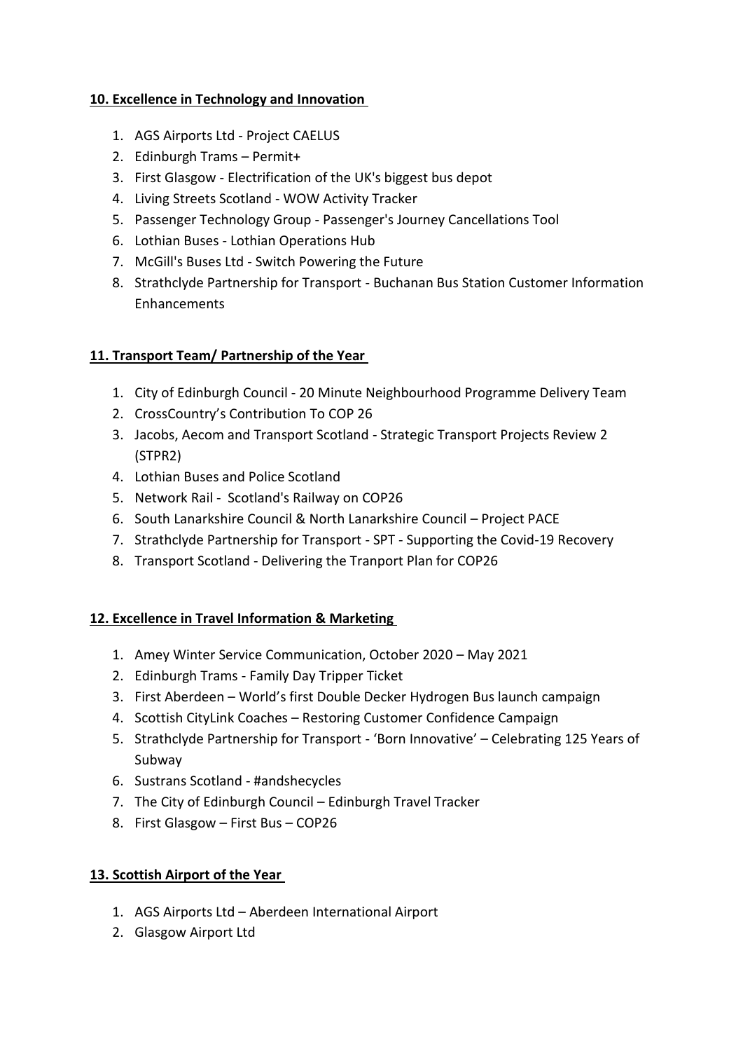**10. Excellence in Technology and Innovation**

1. AGS Airports Ltd - Project CAELUS
2. Edinburgh Trams – Permit+
3. First Glasgow - Electrification of the UK's biggest bus depot
4. Living Streets Scotland - WOW Activity Tracker
5. Passenger Technology Group - Passenger's Journey Cancellations Tool
6. Lothian Buses - Lothian Operations Hub
7. McGill's Buses Ltd - Switch Powering the Future
8. Strathclyde Partnership for Transport - Buchanan Bus Station Customer Information Enhancements

**11. Transport Team/ Partnership of the Year**

1. City of Edinburgh Council - 20 Minute Neighbourhood Programme Delivery Team
2. CrossCountry's Contribution To COP 26
3. Jacobs, Aecom and Transport Scotland - Strategic Transport Projects Review 2 (STPR2)
4. Lothian Buses and Police Scotland
5. Network Rail - Scotland's Railway on COP26
6. South Lanarkshire Council & North Lanarkshire Council – Project PACE
7. Strathclyde Partnership for Transport - SPT - Supporting the Covid-19 Recovery
8. Transport Scotland - Delivering the Tranport Plan for COP26

**12. Excellence in Travel Information & Marketing**

1. Amey Winter Service Communication, October 2020 – May 2021
2. Edinburgh Trams - Family Day Tripper Ticket
3. First Aberdeen – World's first Double Decker Hydrogen Bus launch campaign
4. Scottish CityLink Coaches – Restoring Customer Confidence Campaign
5. Strathclyde Partnership for Transport - 'Born Innovative' – Celebrating 125 Years of Subway
6. Sustrans Scotland - #andshecycles
7. The City of Edinburgh Council – Edinburgh Travel Tracker
8. First Glasgow – First Bus – COP26

**13. Scottish Airport of the Year**

1. AGS Airports Ltd – Aberdeen International Airport
2. Glasgow Airport Ltd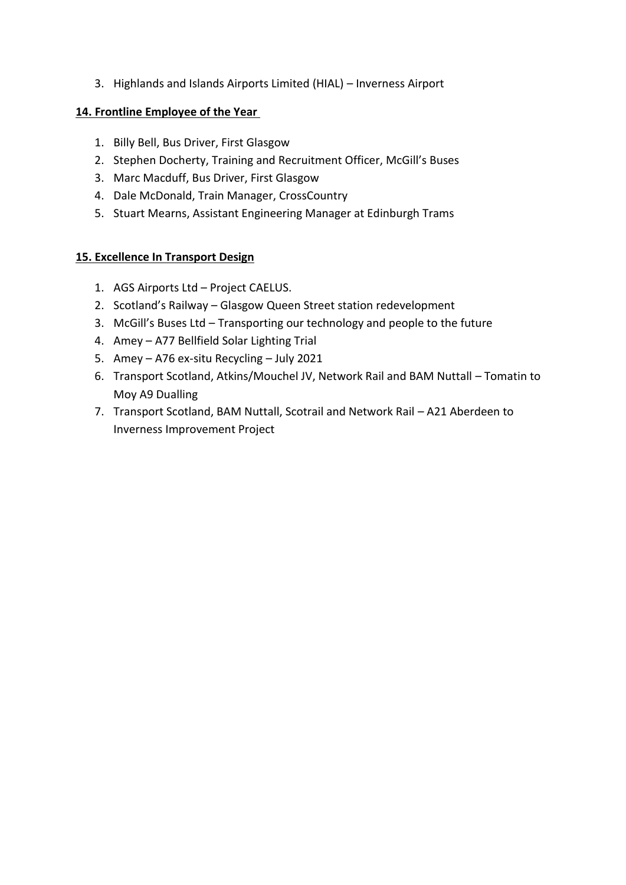3. Highlands and Islands Airports Limited (HIAL) – Inverness Airport

**14. Frontline Employee of the Year**

1. Billy Bell, Bus Driver, First Glasgow
2. Stephen Docherty, Training and Recruitment Officer, McGill's Buses
3. Marc Macduff, Bus Driver, First Glasgow
4. Dale McDonald, Train Manager, CrossCountry
5. Stuart Mearns, Assistant Engineering Manager at Edinburgh Trams

**15. Excellence In Transport Design**

1. AGS Airports Ltd – Project CAELUS.
2. Scotland's Railway – Glasgow Queen Street station redevelopment
3. McGill's Buses Ltd – Transporting our technology and people to the future
4. Amey – A77 Bellfield Solar Lighting Trial
5. Amey – A76 ex-situ Recycling – July 2021
6. Transport Scotland, Atkins/Mouchel JV, Network Rail and BAM Nuttall – Tomatin to Moy A9 Dualling
7. Transport Scotland, BAM Nuttall, Scotrail and Network Rail – A21 Aberdeen to Inverness Improvement Project